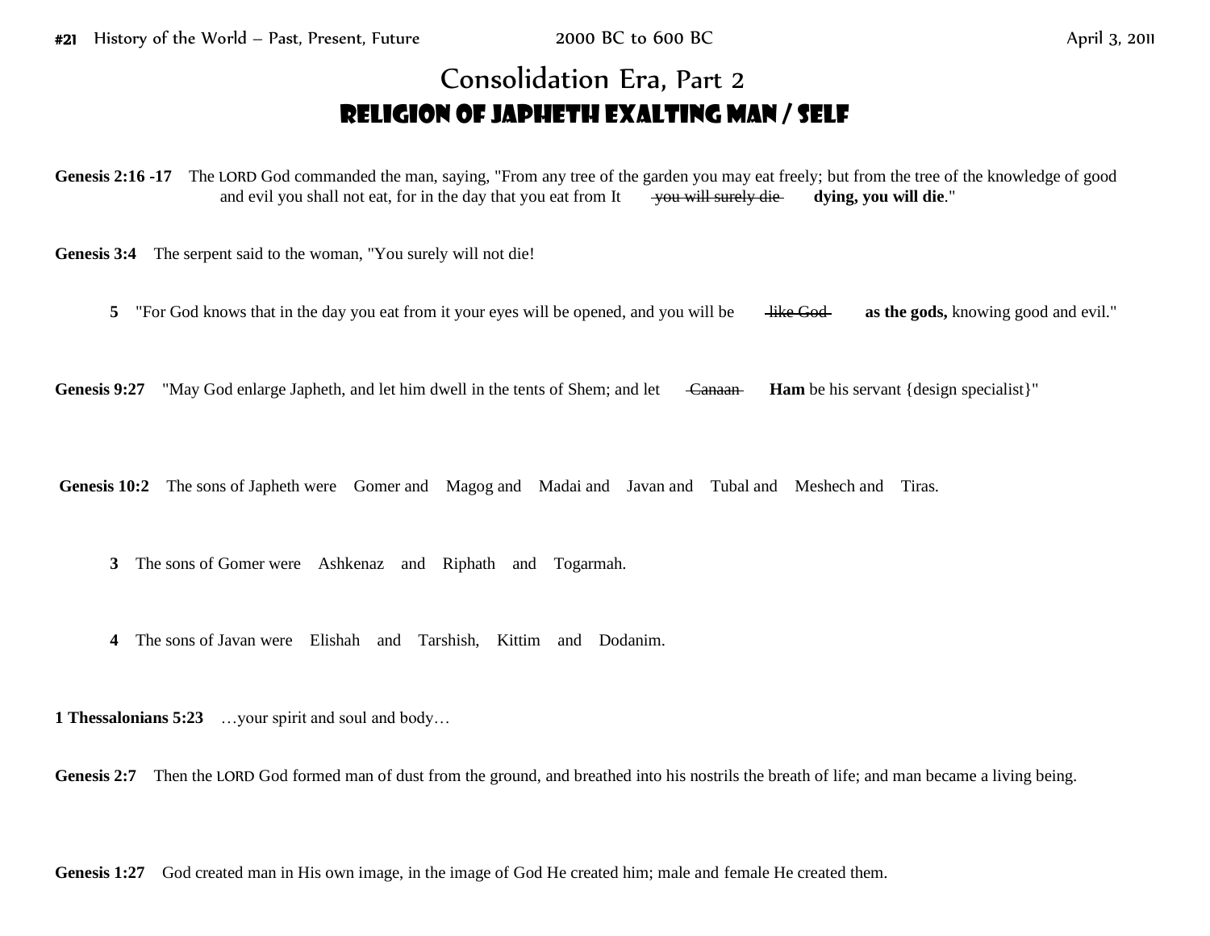# Consolidation Era, Part 2

## Religion of Japheth Exalting Man / Self

**Genesis 2:16 -17** The LORD God commanded the man, saying, "From any tree of the garden you may eat freely; but from the tree of the knowledge of good and evil you shall not eat, for in the day that you eat from It ~~you will surely die~~ **dying, you will die**."

**Genesis 3:4** The serpent said to the woman, "You surely will not die!

**5** "For God knows that in the day you eat from it your eyes will be opened, and you will be ~~like God~~ **as the gods,** knowing good and evil."

**Genesis 9:27** "May God enlarge Japheth, and let him dwell in the tents of Shem; and let ~~Canaan~~ **Ham** be his servant {design specialist}"

**Genesis 10:2** The sons of Japheth were Gomer and Magog and Madai and Javan and Tubal and Meshech and Tiras.

**3** The sons of Gomer were Ashkenaz and Riphath and Togarmah.

**4** The sons of Javan were Elishah and Tarshish, Kittim and Dodanim.

**1 Thessalonians 5:23** …your spirit and soul and body…

**Genesis 2:7** Then the LORD God formed man of dust from the ground, and breathed into his nostrils the breath of life; and man became a living being.

**Genesis 1:27** God created man in His own image, in the image of God He created him; male and female He created them.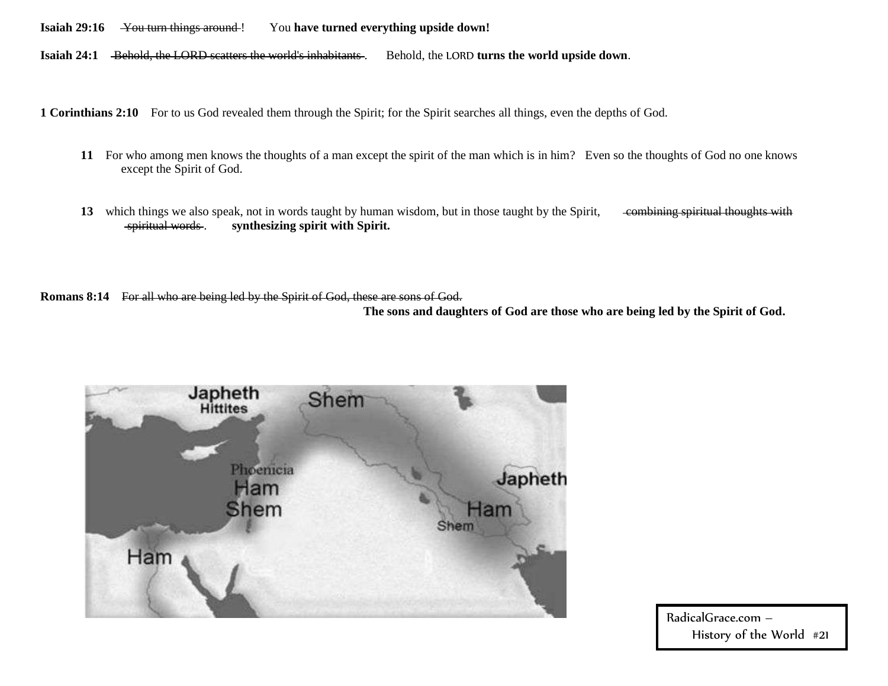**Isaiah 29:16** ~~You turn things around~~ ! You **have turned everything upside down!**

**Isaiah 24:1** ~~Behold, the LORD scatters the world's inhabitants~~ . Behold, the LORD **turns the world upside down**.

**1 Corinthians 2:10** For to us God revealed them through the Spirit; for the Spirit searches all things, even the depths of God.

**11** For who among men knows the thoughts of a man except the spirit of the man which is in him? Even so the thoughts of God no one knows except the Spirit of God.

**13** which things we also speak, not in words taught by human wisdom, but in those taught by the Spirit, ~~combining spiritual thoughts with spiritual words~~ . **synthesizing spirit with Spirit.**

**Romans 8:14** ~~For all who are being led by the Spirit of God, these are sons of God.~~

**The sons and daughters of God are those who are being led by the Spirit of God.**

Japheth
Hittites
Shem
Phoenicia
Ham
Shem
Japheth
Ham
Shem
Ham

RadicalGrace.com –
History of the World #21